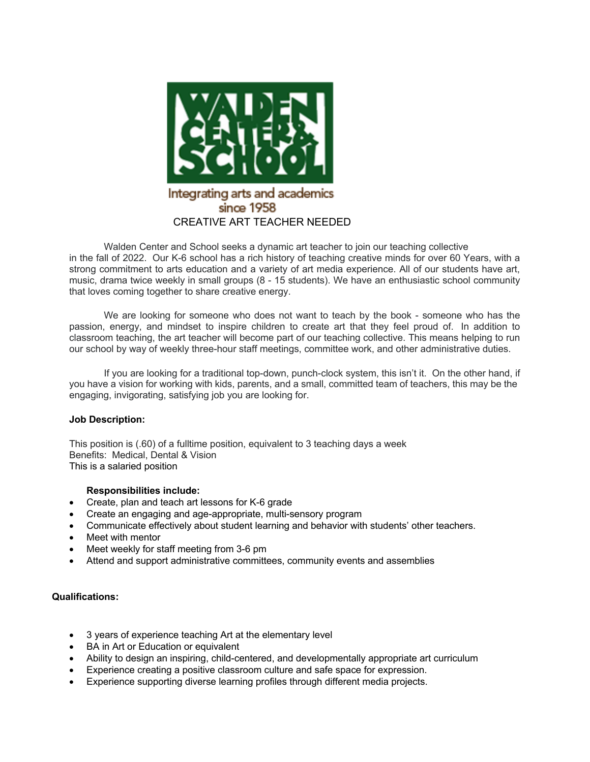WALDEN CENTER & SCHOOL

Integrating arts and academics since 1958

# CREATIVE ART TEACHER NEEDED

Walden Center and School seeks a dynamic art teacher to join our teaching collective in the fall of 2022. Our K-6 school has a rich history of teaching creative minds for over 60 Years, with a strong commitment to arts education and a variety of art media experience. All of our students have art, music, drama twice weekly in small groups (8 - 15 students). We have an enthusiastic school community that loves coming together to share creative energy.

We are looking for someone who does not want to teach by the book - someone who has the passion, energy, and mindset to inspire children to create art that they feel proud of. In addition to classroom teaching, the art teacher will become part of our teaching collective. This means helping to run our school by way of weekly three-hour staff meetings, committee work, and other administrative duties.

If you are looking for a traditional top-down, punch-clock system, this isn't it. On the other hand, if you have a vision for working with kids, parents, and a small, committed team of teachers, this may be the engaging, invigorating, satisfying job you are looking for.

**Job Description:**

This position is (.60) of a fulltime position, equivalent to 3 teaching days a week
Benefits: Medical, Dental & Vision
This is a salaried position

**Responsibilities include:**

- Create, plan and teach art lessons for K-6 grade
- Create an engaging and age-appropriate, multi-sensory program
- Communicate effectively about student learning and behavior with students' other teachers.
- Meet with mentor
- Meet weekly for staff meeting from 3-6 pm
- Attend and support administrative committees, community events and assemblies

**Qualifications:**

- 3 years of experience teaching Art at the elementary level
- BA in Art or Education or equivalent
- Ability to design an inspiring, child-centered, and developmentally appropriate art curriculum
- Experience creating a positive classroom culture and safe space for expression.
- Experience supporting diverse learning profiles through different media projects.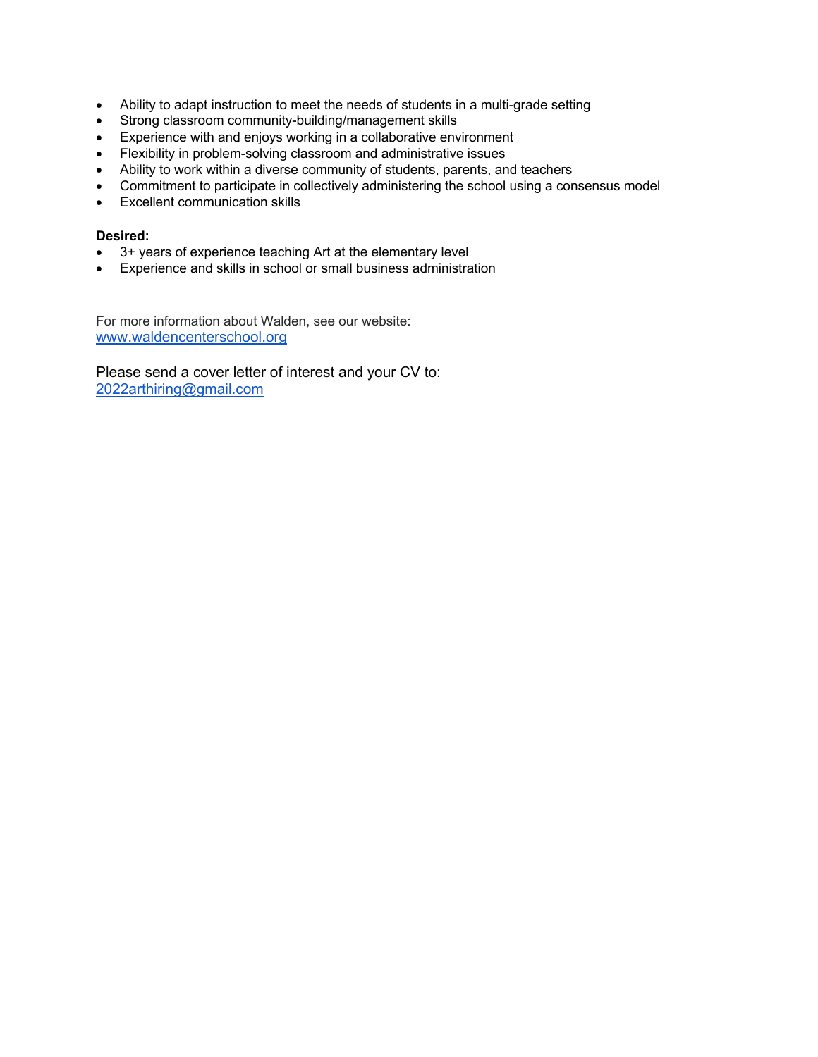- Ability to adapt instruction to meet the needs of students in a multi-grade setting
- Strong classroom community-building/management skills
- Experience with and enjoys working in a collaborative environment
- Flexibility in problem-solving classroom and administrative issues
- Ability to work within a diverse community of students, parents, and teachers
- Commitment to participate in collectively administering the school using a consensus model
- Excellent communication skills

**Desired:**

- 3+ years of experience teaching Art at the elementary level
- Experience and skills in school or small business administration

For more information about Walden, see our website:
[www.waldencenterschool.org](http://www.waldencenterschool.org)

Please send a cover letter of interest and your CV to:
[2022arthiring@gmail.com](mailto:2022arthiring@gmail.com)